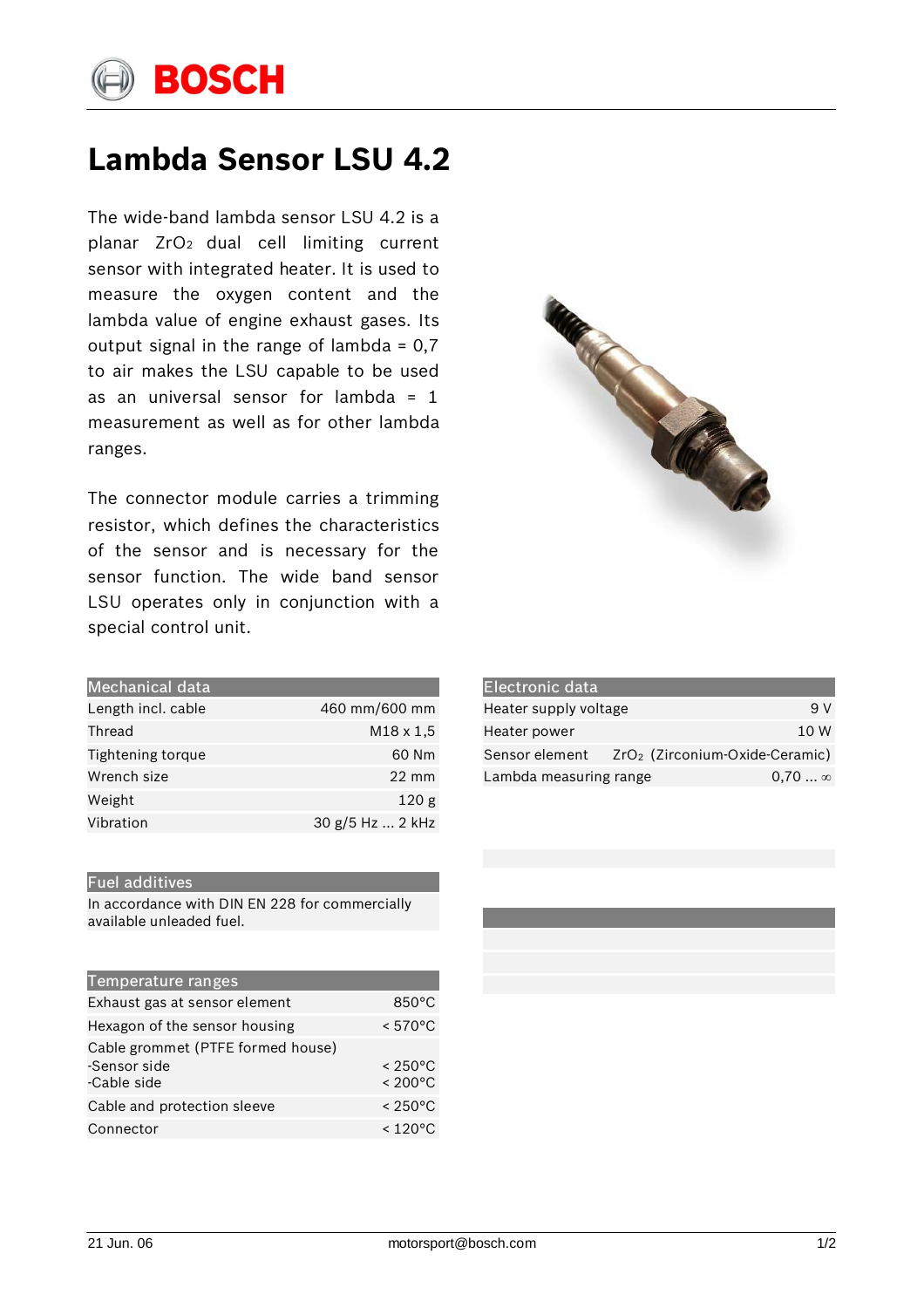# Lambda Sensor LSU 4.2

The wide-band lambda sensor LSU 4.2 is a planar $ZrO_2$ dual cell limiting current sensor with integrated heater. It is used to measure the oxygen content and the lambda value of engine exhaust gases. Its output signal in the range of lambda = 0,7 to air makes the LSU capable to be used as an universal sensor for lambda = 1 measurement as well as for other lambda ranges.

The connector module carries a trimming resistor, which defines the characteristics of the sensor and is necessary for the sensor function. The wide band sensor LSU operates only in conjunction with a special control unit.

| Mechanical data | |
|---|---|
| Length incl. cable | 460 mm/600 mm |
| Thread | M18 x 1,5 |
| Tightening torque | 60 Nm |
| Wrench size | 22 mm |
| Weight | 120 g |
| Vibration | 30 g/5 Hz ... 2 kHz |

| Electronic data | |
|---|---|
| Heater supply voltage | 9 V |
| Heater power | 10 W |
| Sensor element | $ZrO_2$ (Zirconium-Oxide-Ceramic) |
| Lambda measuring range | 0,70 ... ∞ |

| Fuel additives |
|---|
| In accordance with DIN EN 228 for commercially available unleaded fuel. |

| Temperature ranges | |
|---|---|
| Exhaust gas at sensor element | 850°C |
| Hexagon of the sensor housing | < 570°C |
| Cable grommet (PTFE formed house) | |
| -Sensor side | < 250°C |
| -Cable side | < 200°C |
| Cable and protection sleeve | < 250°C |
| Connector | < 120°C |

21 Jun. 06

motorsport@bosch.com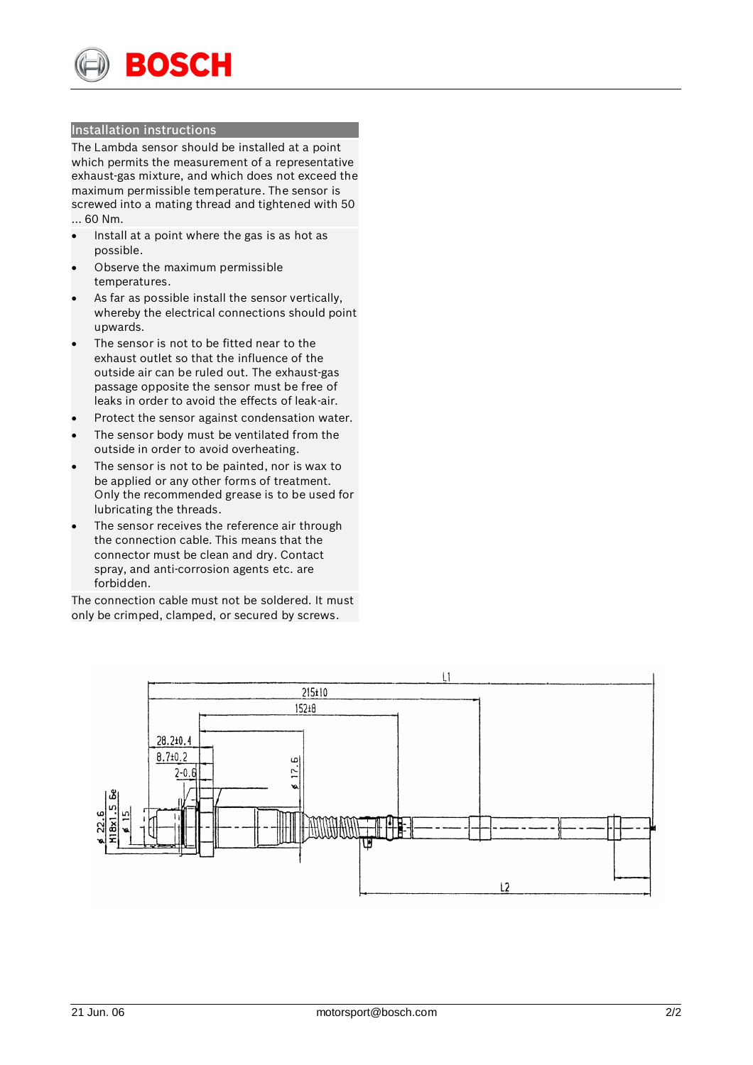## Installation instructions

The Lambda sensor should be installed at a point which permits the measurement of a representative exhaust-gas mixture, and which does not exceed the maximum permissible temperature. The sensor is screwed into a mating thread and tightened with 50 ... 60 Nm.

- Install at a point where the gas is as hot as possible.
- Observe the maximum permissible temperatures.
- As far as possible install the sensor vertically, whereby the electrical connections should point upwards.
- The sensor is not to be fitted near to the exhaust outlet so that the influence of the outside air can be ruled out. The exhaust-gas passage opposite the sensor must be free of leaks in order to avoid the effects of leak-air.
- Protect the sensor against condensation water.
- The sensor body must be ventilated from the outside in order to avoid overheating.
- The sensor is not to be painted, nor is wax to be applied or any other forms of treatment. Only the recommended grease is to be used for lubricating the threads.
- The sensor receives the reference air through the connection cable. This means that the connector must be clean and dry. Contact spray, and anti-corrosion agents etc. are forbidden.

The connection cable must not be soldered. It must only be crimped, clamped, or secured by screws.

L1
215±10
152±8
28.2±0.4
8.7±0.2
2-0.6
ø 17.6
ø 22.6
M18x1.5 6e
ø 15
L2